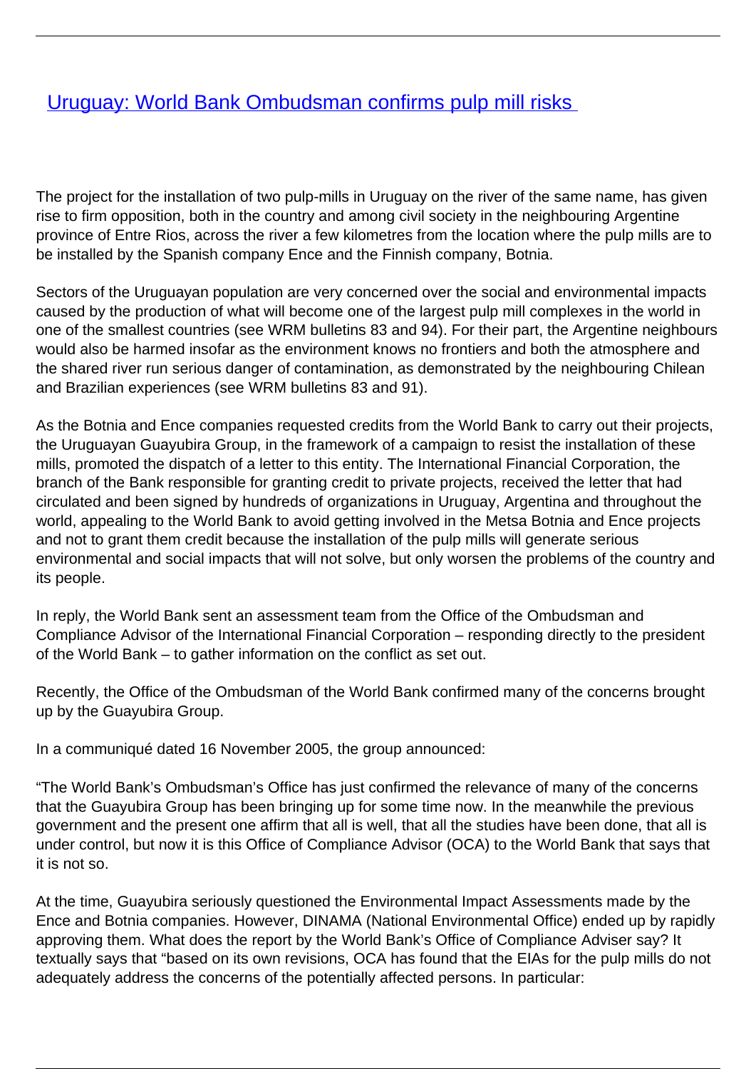# [Uruguay: World Bank Ombudsman confirms pulp mill risks](#)

The project for the installation of two pulp-mills in Uruguay on the river of the same name, has given rise to firm opposition, both in the country and among civil society in the neighbouring Argentine province of Entre Rios, across the river a few kilometres from the location where the pulp mills are to be installed by the Spanish company Ence and the Finnish company, Botnia.

Sectors of the Uruguayan population are very concerned over the social and environmental impacts caused by the production of what will become one of the largest pulp mill complexes in the world in one of the smallest countries (see WRM bulletins 83 and 94). For their part, the Argentine neighbours would also be harmed insofar as the environment knows no frontiers and both the atmosphere and the shared river run serious danger of contamination, as demonstrated by the neighbouring Chilean and Brazilian experiences (see WRM bulletins 83 and 91).

As the Botnia and Ence companies requested credits from the World Bank to carry out their projects, the Uruguayan Guayubira Group, in the framework of a campaign to resist the installation of these mills, promoted the dispatch of a letter to this entity. The International Financial Corporation, the branch of the Bank responsible for granting credit to private projects, received the letter that had circulated and been signed by hundreds of organizations in Uruguay, Argentina and throughout the world, appealing to the World Bank to avoid getting involved in the Metsa Botnia and Ence projects and not to grant them credit because the installation of the pulp mills will generate serious environmental and social impacts that will not solve, but only worsen the problems of the country and its people.

In reply, the World Bank sent an assessment team from the Office of the Ombudsman and Compliance Advisor of the International Financial Corporation – responding directly to the president of the World Bank – to gather information on the conflict as set out.

Recently, the Office of the Ombudsman of the World Bank confirmed many of the concerns brought up by the Guayubira Group.

In a communiqué dated 16 November 2005, the group announced:

"The World Bank's Ombudsman's Office has just confirmed the relevance of many of the concerns that the Guayubira Group has been bringing up for some time now. In the meanwhile the previous government and the present one affirm that all is well, that all the studies have been done, that all is under control, but now it is this Office of Compliance Advisor (OCA) to the World Bank that says that it is not so.

At the time, Guayubira seriously questioned the Environmental Impact Assessments made by the Ence and Botnia companies. However, DINAMA (National Environmental Office) ended up by rapidly approving them. What does the report by the World Bank's Office of Compliance Adviser say? It textually says that "based on its own revisions, OCA has found that the EIAs for the pulp mills do not adequately address the concerns of the potentially affected persons. In particular: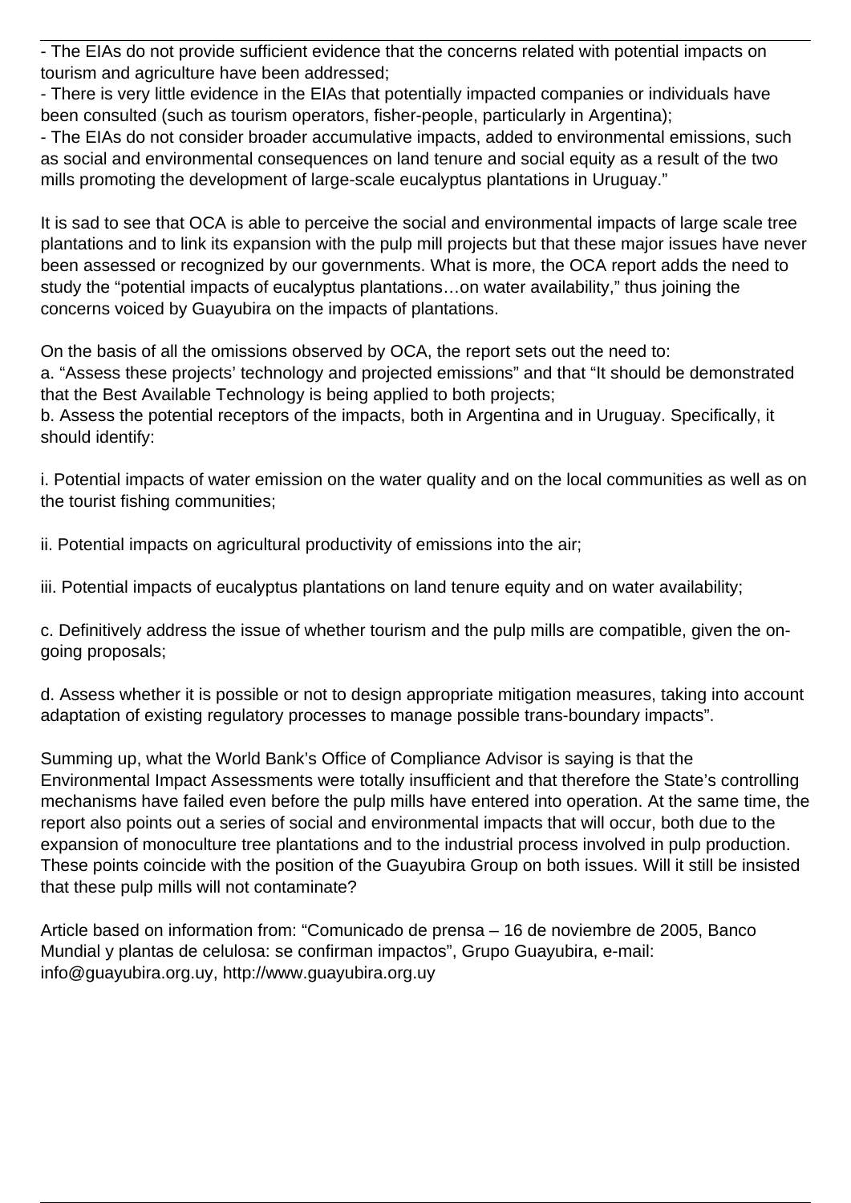- The EIAs do not provide sufficient evidence that the concerns related with potential impacts on tourism and agriculture have been addressed;
- There is very little evidence in the EIAs that potentially impacted companies or individuals have been consulted (such as tourism operators, fisher-people, particularly in Argentina);
- The EIAs do not consider broader accumulative impacts, added to environmental emissions, such as social and environmental consequences on land tenure and social equity as a result of the two mills promoting the development of large-scale eucalyptus plantations in Uruguay."

It is sad to see that OCA is able to perceive the social and environmental impacts of large scale tree plantations and to link its expansion with the pulp mill projects but that these major issues have never been assessed or recognized by our governments. What is more, the OCA report adds the need to study the "potential impacts of eucalyptus plantations…on water availability," thus joining the concerns voiced by Guayubira on the impacts of plantations.

On the basis of all the omissions observed by OCA, the report sets out the need to:
a. "Assess these projects' technology and projected emissions" and that "It should be demonstrated that the Best Available Technology is being applied to both projects;
b. Assess the potential receptors of the impacts, both in Argentina and in Uruguay. Specifically, it should identify:

i. Potential impacts of water emission on the water quality and on the local communities as well as on the tourist fishing communities;

ii. Potential impacts on agricultural productivity of emissions into the air;

iii. Potential impacts of eucalyptus plantations on land tenure equity and on water availability;

c. Definitively address the issue of whether tourism and the pulp mills are compatible, given the on-going proposals;

d. Assess whether it is possible or not to design appropriate mitigation measures, taking into account adaptation of existing regulatory processes to manage possible trans-boundary impacts".

Summing up, what the World Bank's Office of Compliance Advisor is saying is that the Environmental Impact Assessments were totally insufficient and that therefore the State's controlling mechanisms have failed even before the pulp mills have entered into operation. At the same time, the report also points out a series of social and environmental impacts that will occur, both due to the expansion of monoculture tree plantations and to the industrial process involved in pulp production. These points coincide with the position of the Guayubira Group on both issues. Will it still be insisted that these pulp mills will not contaminate?

Article based on information from: "Comunicado de prensa – 16 de noviembre de 2005, Banco Mundial y plantas de celulosa: se confirman impactos", Grupo Guayubira, e-mail: info@guayubira.org.uy, http://www.guayubira.org.uy